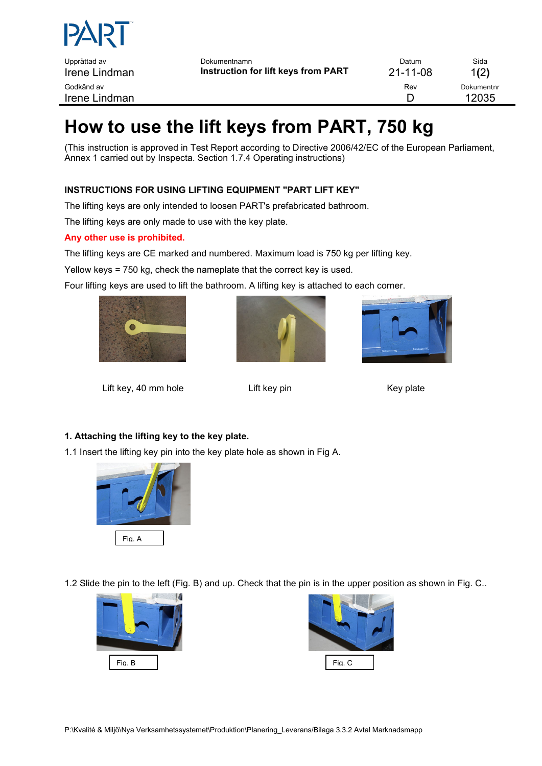| Upprättad av | Dokumentnamn | Datum | Sida |
|---|---|---|---|
| Irene Lindman | **Instruction for lift keys from PART** | 21-11-08 | 1(2) |
| Godkänd av | | Rev | Dokumentnr |
| Irene Lindman | | D | 12035 |

# How to use the lift keys from PART, 750 kg

(This instruction is approved in Test Report according to Directive 2006/42/EC of the European Parliament, Annex 1 carried out by Inspecta. Section 1.7.4 Operating instructions)

**INSTRUCTIONS FOR USING LIFTING EQUIPMENT "PART LIFT KEY"**

The lifting keys are only intended to loosen PART's prefabricated bathroom.

The lifting keys are only made to use with the key plate.

**Any other use is prohibited.**

The lifting keys are CE marked and numbered. Maximum load is 750 kg per lifting key.

Yellow keys = 750 kg, check the nameplate that the correct key is used.

Four lifting keys are used to lift the bathroom. A lifting key is attached to each corner.

Lift key, 40 mm hole

Lift key pin

Key plate

**1. Attaching the lifting key to the key plate.**

1.1 Insert the lifting key pin into the key plate hole as shown in Fig A.

Fig. A

1.2 Slide the pin to the left (Fig. B) and up. Check that the pin is in the upper position as shown in Fig. C..

Fig. B

Fig. C

P:\Kvalité & Miljö\Nya Verksamhetssystemet\Produktion\Planering_Leverans/Bilaga 3.3.2 Avtal Marknadsmapp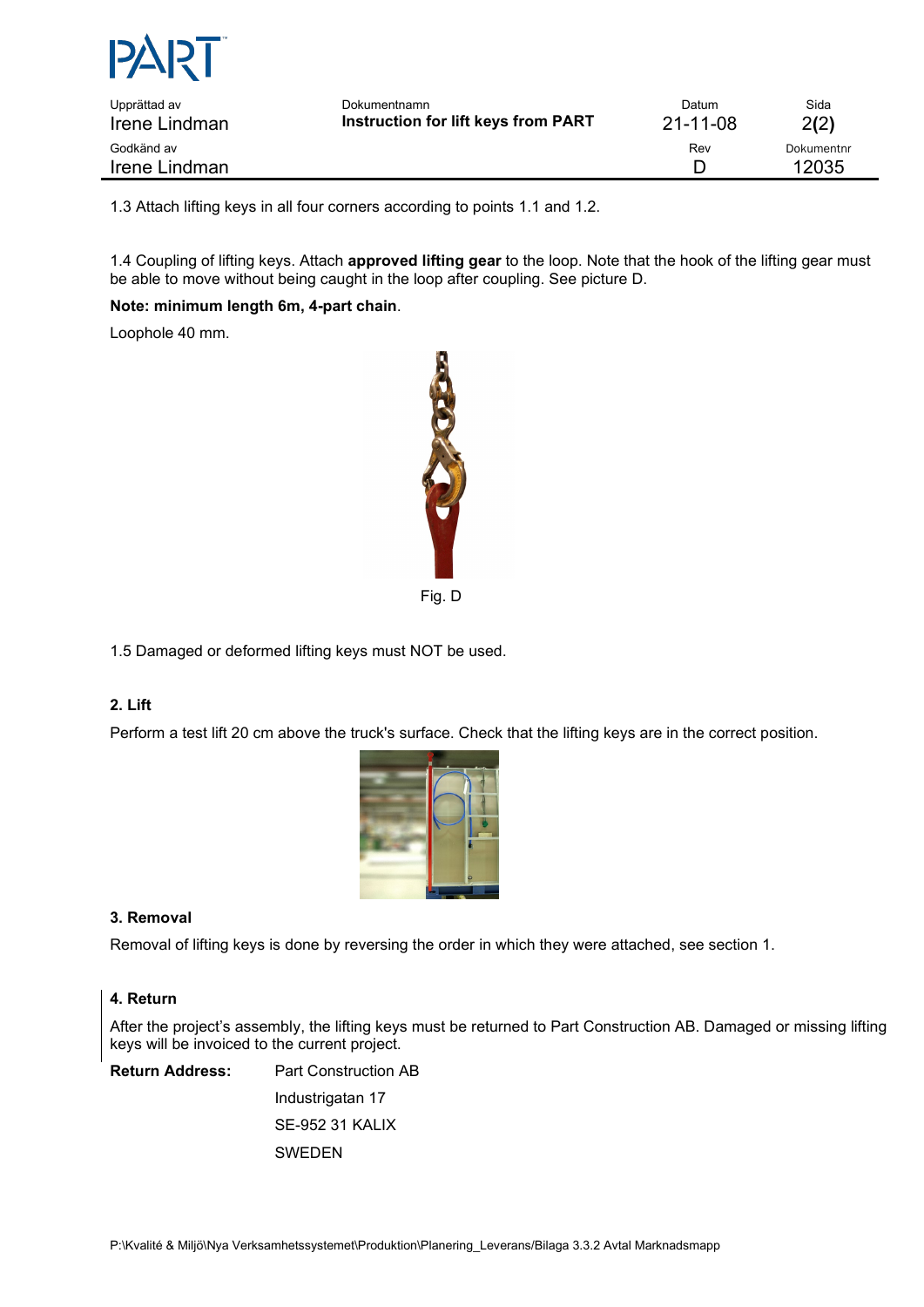1.3 Attach lifting keys in all four corners according to points 1.1 and 1.2.

1.4 Coupling of lifting keys. Attach **approved lifting gear** to the loop. Note that the hook of the lifting gear must be able to move without being caught in the loop after coupling. See picture D.

**Note: minimum length 6m, 4-part chain**.

Loophole 40 mm.

Fig. D

1.5 Damaged or deformed lifting keys must NOT be used.

**2. Lift**

Perform a test lift 20 cm above the truck's surface. Check that the lifting keys are in the correct position.

**3. Removal**

Removal of lifting keys is done by reversing the order in which they were attached, see section 1.

**4. Return**

After the project's assembly, the lifting keys must be returned to Part Construction AB. Damaged or missing lifting keys will be invoiced to the current project.

**Return Address:** Part Construction AB
Industrigatan 17
SE-952 31 KALIX
SWEDEN